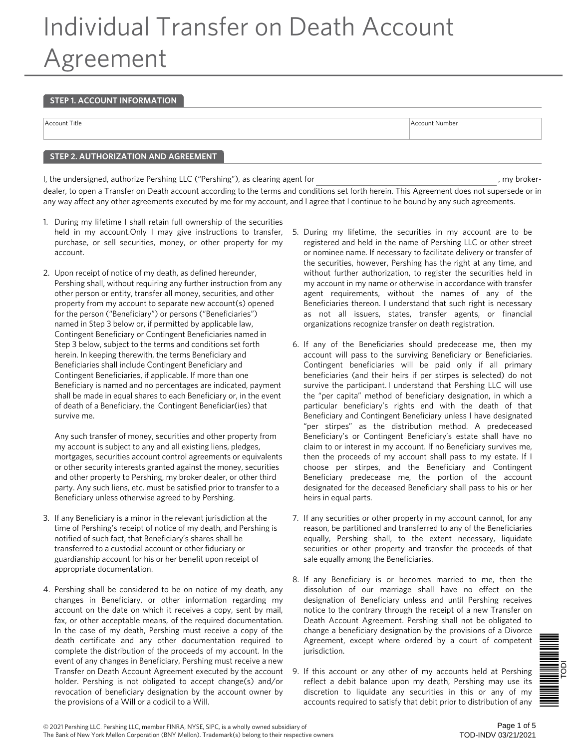# Individual Transfer on Death Account Agreement

## STEP 1. ACCOUNT INFORMATION

| Account Title | Account Number |
|---|---|
| | |

## STEP 2. AUTHORIZATION AND AGREEMENT

I, the undersigned, authorize Pershing LLC ("Pershing"), as clearing agent for ________________________________, my broker-dealer, to open a Transfer on Death account according to the terms and conditions set forth herein. This Agreement does not supersede or in any way affect any other agreements executed by me for my account, and I agree that I continue to be bound by any such agreements.

1. During my lifetime I shall retain full ownership of the securities held in my account.Only I may give instructions to transfer, purchase, or sell securities, money, or other property for my account.

2. Upon receipt of notice of my death, as defined hereunder, Pershing shall, without requiring any further instruction from any other person or entity, transfer all money, securities, and other property from my account to separate new account(s) opened for the person ("Beneficiary") or persons ("Beneficiaries") named in Step 3 below or, if permitted by applicable law, Contingent Beneficiary or Contingent Beneficiaries named in Step 3 below, subject to the terms and conditions set forth herein. In keeping therewith, the terms Beneficiary and Beneficiaries shall include Contingent Beneficiary and Contingent Beneficiaries, if applicable. If more than one Beneficiary is named and no percentages are indicated, payment shall be made in equal shares to each Beneficiary or, in the event of death of a Beneficiary, the Contingent Beneficiar(ies) that survive me.

   Any such transfer of money, securities and other property from my account is subject to any and all existing liens, pledges, mortgages, securities account control agreements or equivalents or other security interests granted against the money, securities and other property to Pershing, my broker dealer, or other third party. Any such liens, etc. must be satisfied prior to transfer to a Beneficiary unless otherwise agreed to by Pershing.

3. If any Beneficiary is a minor in the relevant jurisdiction at the time of Pershing's receipt of notice of my death, and Pershing is notified of such fact, that Beneficiary's shares shall be transferred to a custodial account or other fiduciary or guardianship account for his or her benefit upon receipt of appropriate documentation.

4. Pershing shall be considered to be on notice of my death, any changes in Beneficiary, or other information regarding my account on the date on which it receives a copy, sent by mail, fax, or other acceptable means, of the required documentation. In the case of my death, Pershing must receive a copy of the death certificate and any other documentation required to complete the distribution of the proceeds of my account. In the event of any changes in Beneficiary, Pershing must receive a new Transfer on Death Account Agreement executed by the account holder. Pershing is not obligated to accept change(s) and/or revocation of beneficiary designation by the account owner by the provisions of a Will or a codicil to a Will.

5. During my lifetime, the securities in my account are to be registered and held in the name of Pershing LLC or other street or nominee name. If necessary to facilitate delivery or transfer of the securities, however, Pershing has the right at any time, and without further authorization, to register the securities held in my account in my name or otherwise in accordance with transfer agent requirements, without the names of any of the Beneficiaries thereon. I understand that such right is necessary as not all issuers, states, transfer agents, or financial organizations recognize transfer on death registration.

6. If any of the Beneficiaries should predecease me, then my account will pass to the surviving Beneficiary or Beneficiaries. Contingent beneficiaries will be paid only if all primary beneficiaries (and their heirs if per stirpes is selected) do not survive the participant. I understand that Pershing LLC will use the "per capita" method of beneficiary designation, in which a particular beneficiary's rights end with the death of that Beneficiary and Contingent Beneficiary unless I have designated "per stirpes" as the distribution method. A predeceased Beneficiary's or Contingent Beneficiary's estate shall have no claim to or interest in my account. If no Beneficiary survives me, then the proceeds of my account shall pass to my estate. If I choose per stirpes, and the Beneficiary and Contingent Beneficiary predecease me, the portion of the account designated for the deceased Beneficiary shall pass to his or her heirs in equal parts.

7. If any securities or other property in my account cannot, for any reason, be partitioned and transferred to any of the Beneficiaries equally, Pershing shall, to the extent necessary, liquidate securities or other property and transfer the proceeds of that sale equally among the Beneficiaries.

8. If any Beneficiary is or becomes married to me, then the dissolution of our marriage shall have no effect on the designation of Beneficiary unless and until Pershing receives notice to the contrary through the receipt of a new Transfer on Death Account Agreement. Pershing shall not be obligated to change a beneficiary designation by the provisions of a Divorce Agreement, except where ordered by a court of competent jurisdiction.

9. If this account or any other of my accounts held at Pershing reflect a debit balance upon my death, Pershing may use its discretion to liquidate any securities in this or any of my accounts required to satisfy that debit prior to distribution of any

© 2021 Pershing LLC. Pershing LLC, member FINRA, NYSE, SIPC, is a wholly owned subsidiary of The Bank of New York Mellon Corporation (BNY Mellon). Trademark(s) belong to their respective owners

TOD-INDV 03/21/2021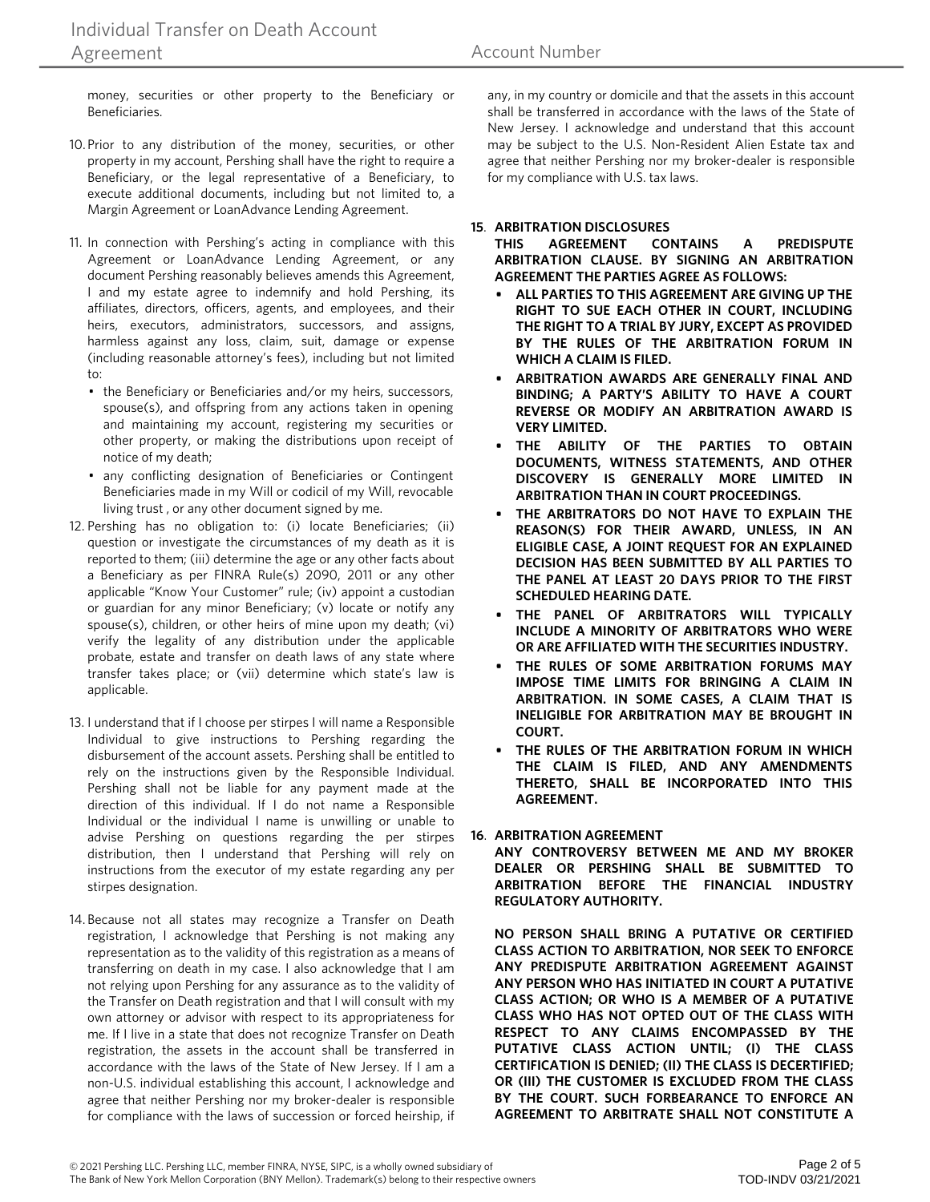money, securities or other property to the Beneficiary or Beneficiaries.

10. Prior to any distribution of the money, securities, or other property in my account, Pershing shall have the right to require a Beneficiary, or the legal representative of a Beneficiary, to execute additional documents, including but not limited to, a Margin Agreement or LoanAdvance Lending Agreement.

11. In connection with Pershing's acting in compliance with this Agreement or LoanAdvance Lending Agreement, or any document Pershing reasonably believes amends this Agreement, I and my estate agree to indemnify and hold Pershing, its affiliates, directors, officers, agents, and employees, and their heirs, executors, administrators, successors, and assigns, harmless against any loss, claim, suit, damage or expense (including reasonable attorney's fees), including but not limited to:
    - the Beneficiary or Beneficiaries and/or my heirs, successors, spouse(s), and offspring from any actions taken in opening and maintaining my account, registering my securities or other property, or making the distributions upon receipt of notice of my death;
    - any conflicting designation of Beneficiaries or Contingent Beneficiaries made in my Will or codicil of my Will, revocable living trust , or any other document signed by me.

12. Pershing has no obligation to: (i) locate Beneficiaries; (ii) question or investigate the circumstances of my death as it is reported to them; (iii) determine the age or any other facts about a Beneficiary as per FINRA Rule(s) 2090, 2011 or any other applicable "Know Your Customer" rule; (iv) appoint a custodian or guardian for any minor Beneficiary; (v) locate or notify any spouse(s), children, or other heirs of mine upon my death; (vi) verify the legality of any distribution under the applicable probate, estate and transfer on death laws of any state where transfer takes place; or (vii) determine which state's law is applicable.

13. I understand that if I choose per stirpes I will name a Responsible Individual to give instructions to Pershing regarding the disbursement of the account assets. Pershing shall be entitled to rely on the instructions given by the Responsible Individual. Pershing shall not be liable for any payment made at the direction of this individual. If I do not name a Responsible Individual or the individual I name is unwilling or unable to advise Pershing on questions regarding the per stirpes distribution, then I understand that Pershing will rely on instructions from the executor of my estate regarding any per stirpes designation.

14. Because not all states may recognize a Transfer on Death registration, I acknowledge that Pershing is not making any representation as to the validity of this registration as a means of transferring on death in my case. I also acknowledge that I am not relying upon Pershing for any assurance as to the validity of the Transfer on Death registration and that I will consult with my own attorney or advisor with respect to its appropriateness for me. If I live in a state that does not recognize Transfer on Death registration, the assets in the account shall be transferred in accordance with the laws of the State of New Jersey. If I am a non-U.S. individual establishing this account, I acknowledge and agree that neither Pershing nor my broker-dealer is responsible for compliance with the laws of succession or forced heirship, if any, in my country or domicile and that the assets in this account shall be transferred in accordance with the laws of the State of New Jersey. I acknowledge and understand that this account may be subject to the U.S. Non-Resident Alien Estate tax and agree that neither Pershing nor my broker-dealer is responsible for my compliance with U.S. tax laws.

**15. ARBITRATION DISCLOSURES**

**THIS AGREEMENT CONTAINS A PREDISPUTE ARBITRATION CLAUSE. BY SIGNING AN ARBITRATION AGREEMENT THE PARTIES AGREE AS FOLLOWS:**

- **ALL PARTIES TO THIS AGREEMENT ARE GIVING UP THE RIGHT TO SUE EACH OTHER IN COURT, INCLUDING THE RIGHT TO A TRIAL BY JURY, EXCEPT AS PROVIDED BY THE RULES OF THE ARBITRATION FORUM IN WHICH A CLAIM IS FILED.**
- **ARBITRATION AWARDS ARE GENERALLY FINAL AND BINDING; A PARTY'S ABILITY TO HAVE A COURT REVERSE OR MODIFY AN ARBITRATION AWARD IS VERY LIMITED.**
- **THE ABILITY OF THE PARTIES TO OBTAIN DOCUMENTS, WITNESS STATEMENTS, AND OTHER DISCOVERY IS GENERALLY MORE LIMITED IN ARBITRATION THAN IN COURT PROCEEDINGS.**
- **THE ARBITRATORS DO NOT HAVE TO EXPLAIN THE REASON(S) FOR THEIR AWARD, UNLESS, IN AN ELIGIBLE CASE, A JOINT REQUEST FOR AN EXPLAINED DECISION HAS BEEN SUBMITTED BY ALL PARTIES TO THE PANEL AT LEAST 20 DAYS PRIOR TO THE FIRST SCHEDULED HEARING DATE.**
- **THE PANEL OF ARBITRATORS WILL TYPICALLY INCLUDE A MINORITY OF ARBITRATORS WHO WERE OR ARE AFFILIATED WITH THE SECURITIES INDUSTRY.**
- **THE RULES OF SOME ARBITRATION FORUMS MAY IMPOSE TIME LIMITS FOR BRINGING A CLAIM IN ARBITRATION. IN SOME CASES, A CLAIM THAT IS INELIGIBLE FOR ARBITRATION MAY BE BROUGHT IN COURT.**
- **THE RULES OF THE ARBITRATION FORUM IN WHICH THE CLAIM IS FILED, AND ANY AMENDMENTS THERETO, SHALL BE INCORPORATED INTO THIS AGREEMENT.**

**16. ARBITRATION AGREEMENT**

**ANY CONTROVERSY BETWEEN ME AND MY BROKER DEALER OR PERSHING SHALL BE SUBMITTED TO ARBITRATION BEFORE THE FINANCIAL INDUSTRY REGULATORY AUTHORITY.**

**NO PERSON SHALL BRING A PUTATIVE OR CERTIFIED CLASS ACTION TO ARBITRATION, NOR SEEK TO ENFORCE ANY PREDISPUTE ARBITRATION AGREEMENT AGAINST ANY PERSON WHO HAS INITIATED IN COURT A PUTATIVE CLASS ACTION; OR WHO IS A MEMBER OF A PUTATIVE CLASS WHO HAS NOT OPTED OUT OF THE CLASS WITH RESPECT TO ANY CLAIMS ENCOMPASSED BY THE PUTATIVE CLASS ACTION UNTIL; (I) THE CLASS CERTIFICATION IS DENIED; (II) THE CLASS IS DECERTIFIED; OR (III) THE CUSTOMER IS EXCLUDED FROM THE CLASS BY THE COURT. SUCH FORBEARANCE TO ENFORCE AN AGREEMENT TO ARBITRATE SHALL NOT CONSTITUTE A**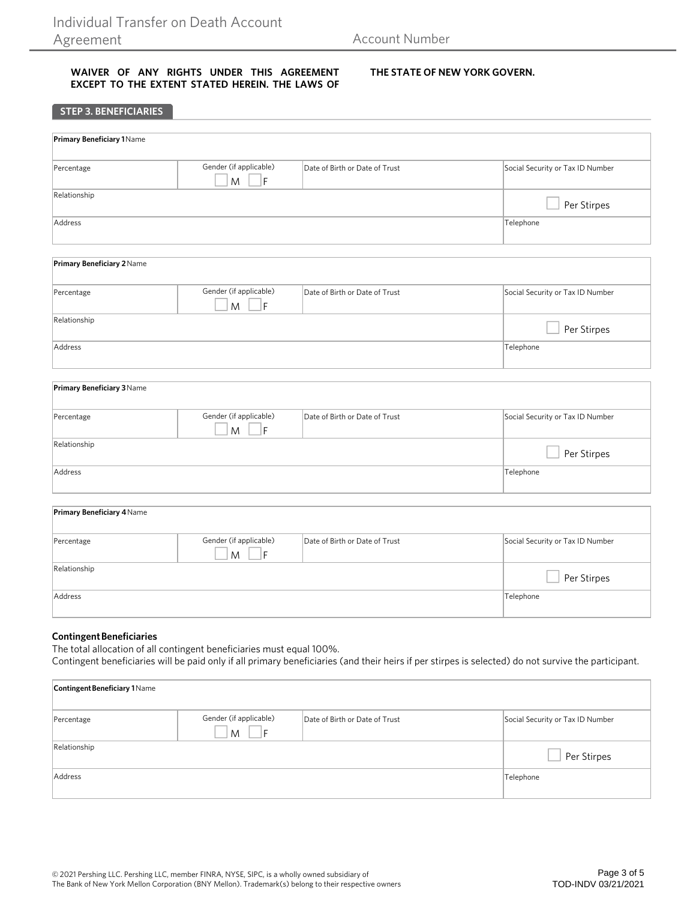**WAIVER OF ANY RIGHTS UNDER THIS AGREEMENT EXCEPT TO THE EXTENT STATED HEREIN. THE LAWS OF THE STATE OF NEW YORK GOVERN.**

## STEP 3. BENEFICIARIES

| **Primary Beneficiary 1** Name | | | |
|---|---|---|---|
| Percentage | Gender (if applicable) ☐ M ☐ F | Date of Birth or Date of Trust | Social Security or Tax ID Number |
| Relationship | | | ☐ Per Stirpes |
| Address | | | Telephone |

| **Primary Beneficiary 2** Name | | | |
|---|---|---|---|
| Percentage | Gender (if applicable) ☐ M ☐ F | Date of Birth or Date of Trust | Social Security or Tax ID Number |
| Relationship | | | ☐ Per Stirpes |
| Address | | | Telephone |

| **Primary Beneficiary 3** Name | | | |
|---|---|---|---|
| Percentage | Gender (if applicable) ☐ M ☐ F | Date of Birth or Date of Trust | Social Security or Tax ID Number |
| Relationship | | | ☐ Per Stirpes |
| Address | | | Telephone |

| **Primary Beneficiary 4** Name | | | |
|---|---|---|---|
| Percentage | Gender (if applicable) ☐ M ☐ F | Date of Birth or Date of Trust | Social Security or Tax ID Number |
| Relationship | | | ☐ Per Stirpes |
| Address | | | Telephone |

### Contingent Beneficiaries

The total allocation of all contingent beneficiaries must equal 100%.
Contingent beneficiaries will be paid only if all primary beneficiaries (and their heirs if per stirpes is selected) do not survive the participant.

| **Contingent Beneficiary 1** Name | | | |
|---|---|---|---|
| Percentage | Gender (if applicable) ☐ M ☐ F | Date of Birth or Date of Trust | Social Security or Tax ID Number |
| Relationship | | | ☐ Per Stirpes |
| Address | | | Telephone |

© 2021 Pershing LLC. Pershing LLC, member FINRA, NYSE, SIPC, is a wholly owned subsidiary of The Bank of New York Mellon Corporation (BNY Mellon). Trademark(s) belong to their respective owners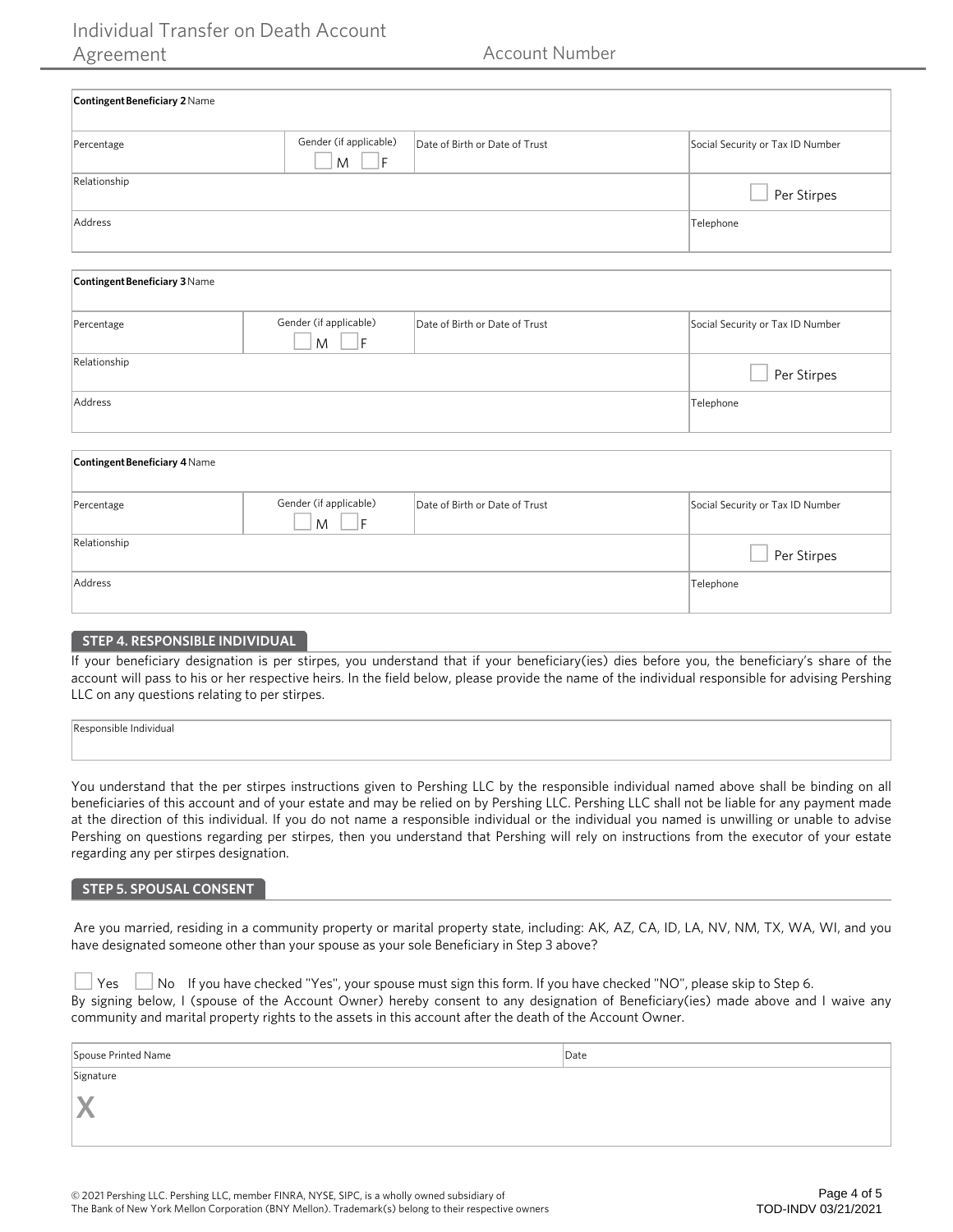**Contingent Beneficiary 2** Name

| Percentage | Gender (if applicable) ☐ M ☐ F | Date of Birth or Date of Trust | Social Security or Tax ID Number |
|---|---|---|---|
| Relationship | | | ☐ Per Stirpes |
| Address | | | Telephone |

**Contingent Beneficiary 3** Name

| Percentage | Gender (if applicable) ☐ M ☐ F | Date of Birth or Date of Trust | Social Security or Tax ID Number |
|---|---|---|---|
| Relationship | | | ☐ Per Stirpes |
| Address | | | Telephone |

**Contingent Beneficiary 4** Name

| Percentage | Gender (if applicable) ☐ M ☐ F | Date of Birth or Date of Trust | Social Security or Tax ID Number |
|---|---|---|---|
| Relationship | | | ☐ Per Stirpes |
| Address | | | Telephone |

## STEP 4. RESPONSIBLE INDIVIDUAL

If your beneficiary designation is per stirpes, you understand that if your beneficiary(ies) dies before you, the beneficiary's share of the account will pass to his or her respective heirs. In the field below, please provide the name of the individual responsible for advising Pershing LLC on any questions relating to per stirpes.

Responsible Individual

You understand that the per stirpes instructions given to Pershing LLC by the responsible individual named above shall be binding on all beneficiaries of this account and of your estate and may be relied on by Pershing LLC. Pershing LLC shall not be liable for any payment made at the direction of this individual. If you do not name a responsible individual or the individual you named is unwilling or unable to advise Pershing on questions regarding per stirpes, then you understand that Pershing will rely on instructions from the executor of your estate regarding any per stirpes designation.

## STEP 5. SPOUSAL CONSENT

Are you married, residing in a community property or marital property state, including: AK, AZ, CA, ID, LA, NV, NM, TX, WA, WI, and you have designated someone other than your spouse as your sole Beneficiary in Step 3 above?

☐ Yes ☐ No If you have checked "Yes", your spouse must sign this form. If you have checked "NO", please skip to Step 6.

By signing below, I (spouse of the Account Owner) hereby consent to any designation of Beneficiary(ies) made above and I waive any community and marital property rights to the assets in this account after the death of the Account Owner.

| Spouse Printed Name | Date |
|---|---|
| Signature<br>X | |

© 2021 Pershing LLC. Pershing LLC, member FINRA, NYSE, SIPC, is a wholly owned subsidiary of The Bank of New York Mellon Corporation (BNY Mellon). Trademark(s) belong to their respective owners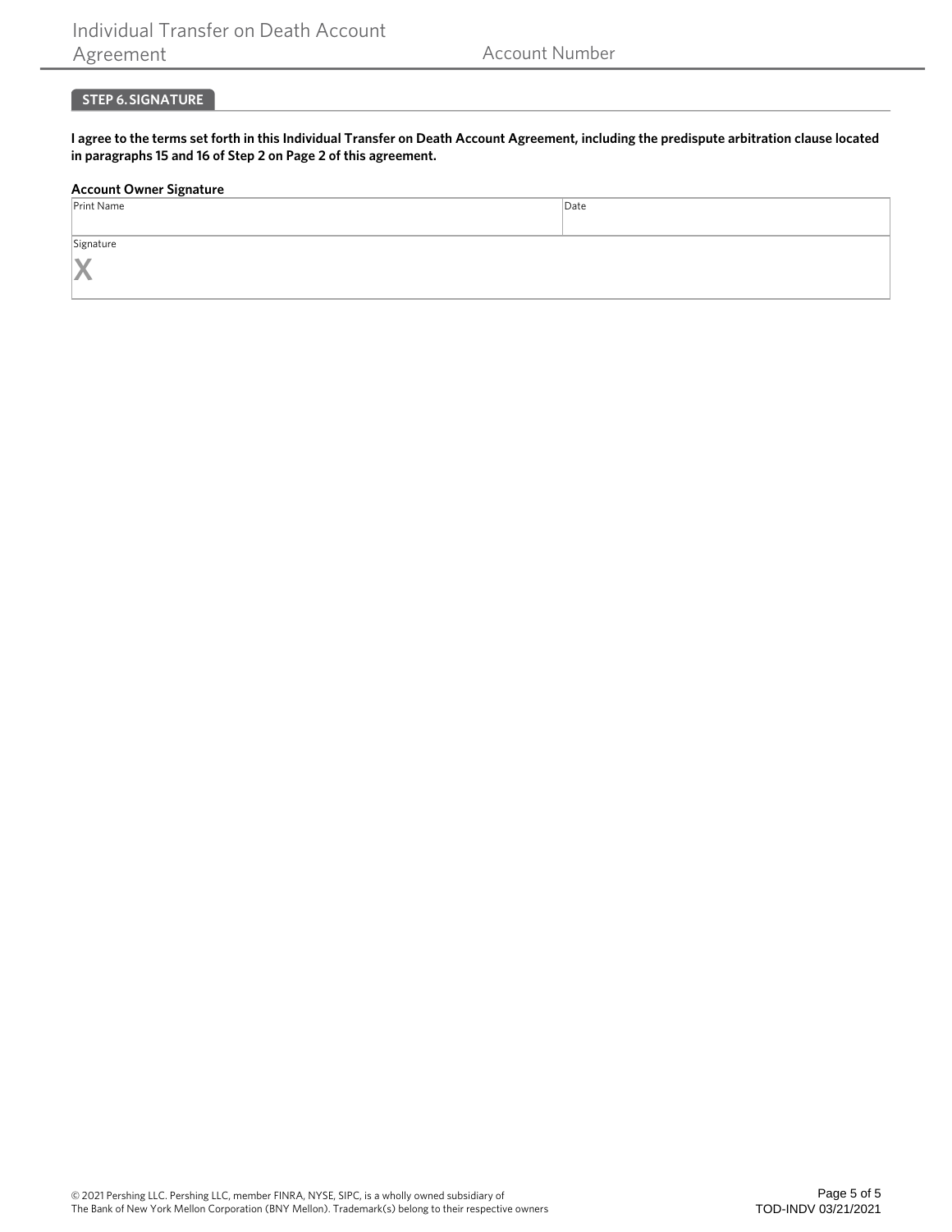## STEP 6. SIGNATURE

**I agree to the terms set forth in this Individual Transfer on Death Account Agreement, including the predispute arbitration clause located in paragraphs 15 and 16 of Step 2 on Page 2 of this agreement.**

**Account Owner Signature**

| Print Name | Date |
|---|---|
| | |

| Signature |
|---|
| X |

© 2021 Pershing LLC. Pershing LLC, member FINRA, NYSE, SIPC, is a wholly owned subsidiary of The Bank of New York Mellon Corporation (BNY Mellon). Trademark(s) belong to their respective owners

TOD-INDV 03/21/2021